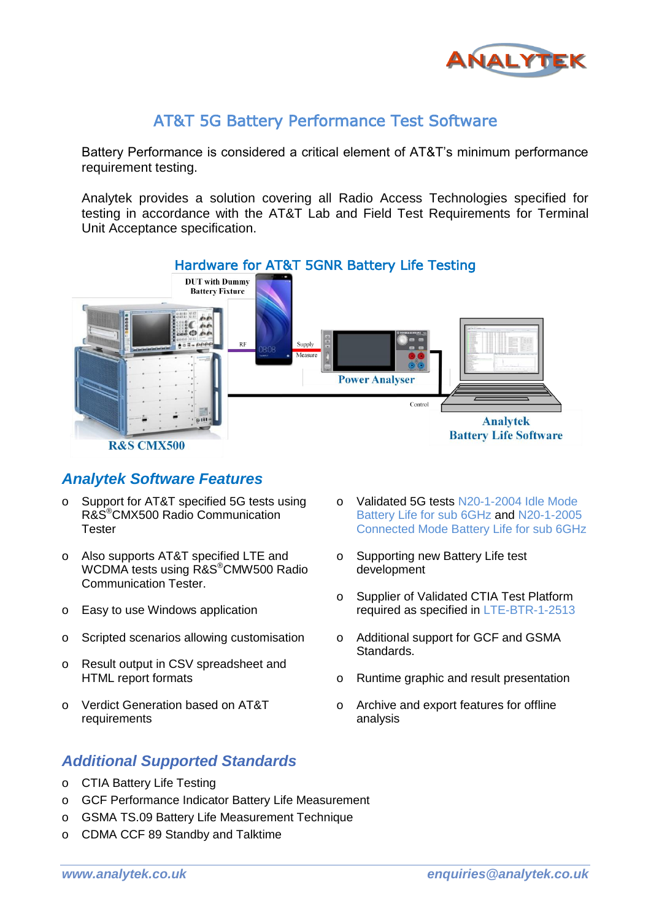# AT&T 5G Battery Performance Test Software

Battery Performance is considered a critical element of AT&T's minimum performance requirement testing.

Analytek provides a solution covering all Radio Access Technologies specified for testing in accordance with the AT&T Lab and Field Test Requirements for Terminal Unit Acceptance specification.

## Hardware for AT&T 5GNR Battery Life Testing

DUT with Dummy Battery Fixture

RF

Supply

Measure

Power Analyser

Control

R&S CMX500

Analytek Battery Life Software

## Analytek Software Features

- Support for AT&T specified 5G tests using R&S®CMX500 Radio Communication Tester
- Also supports AT&T specified LTE and WCDMA tests using R&S®CMW500 Radio Communication Tester.
- Easy to use Windows application
- Scripted scenarios allowing customisation
- Result output in CSV spreadsheet and HTML report formats
- Verdict Generation based on AT&T requirements
- Validated 5G tests N20-1-2004 Idle Mode Battery Life for sub 6GHz and N20-1-2005 Connected Mode Battery Life for sub 6GHz
- Supporting new Battery Life test development
- Supplier of Validated CTIA Test Platform required as specified in LTE-BTR-1-2513
- Additional support for GCF and GSMA Standards.
- Runtime graphic and result presentation
- Archive and export features for offline analysis

## Additional Supported Standards

- CTIA Battery Life Testing
- GCF Performance Indicator Battery Life Measurement
- GSMA TS.09 Battery Life Measurement Technique
- CDMA CCF 89 Standby and Talktime

www.analytek.co.uk enquiries@analytek.co.uk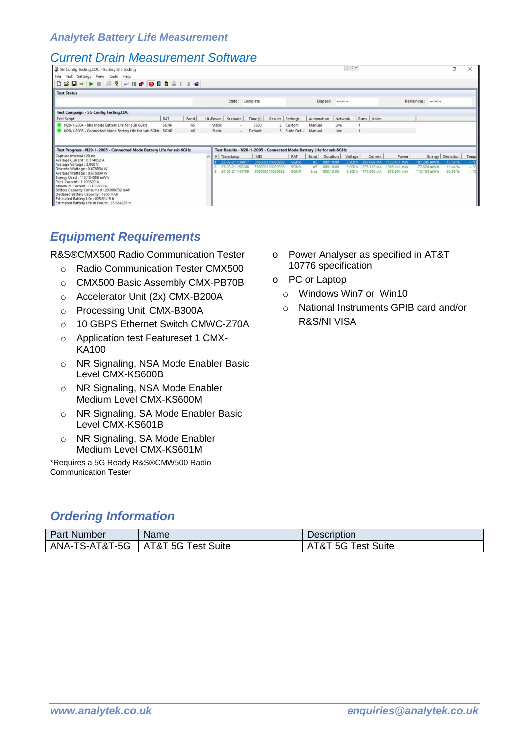## Current Drain Measurement Software

## Equipment Requirements

R&S®CMX500 Radio Communication Tester

- Radio Communication Tester CMX500
- CMX500 Basic Assembly CMX-PB70B
- Accelerator Unit (2x) CMX-B200A
- Processing Unit CMX-B300A
- 10 GBPS Ethernet Switch CMWC-Z70A
- Application test Featureset 1 CMX-KA100
- NR Signaling, NSA Mode Enabler Basic Level CMX-KS600B
- NR Signaling, NSA Mode Enabler Medium Level CMX-KS600M
- NR Signaling, SA Mode Enabler Basic Level CMX-KS601B
- NR Signaling, SA Mode Enabler Medium Level CMX-KS601M

*Requires a 5G Ready R&S®CMW500 Radio Communication Tester

- Power Analyser as specified in AT&T 10776 specification
- PC or Laptop
  - Windows Win7 or Win10
  - National Instruments GPIB card and/or R&S/NI VISA

## Ordering Information

| Part Number | Name | Description |
|---|---|---|
| ANA-TS-AT&T-5G | AT&T 5G Test Suite | AT&T 5G Test Suite |